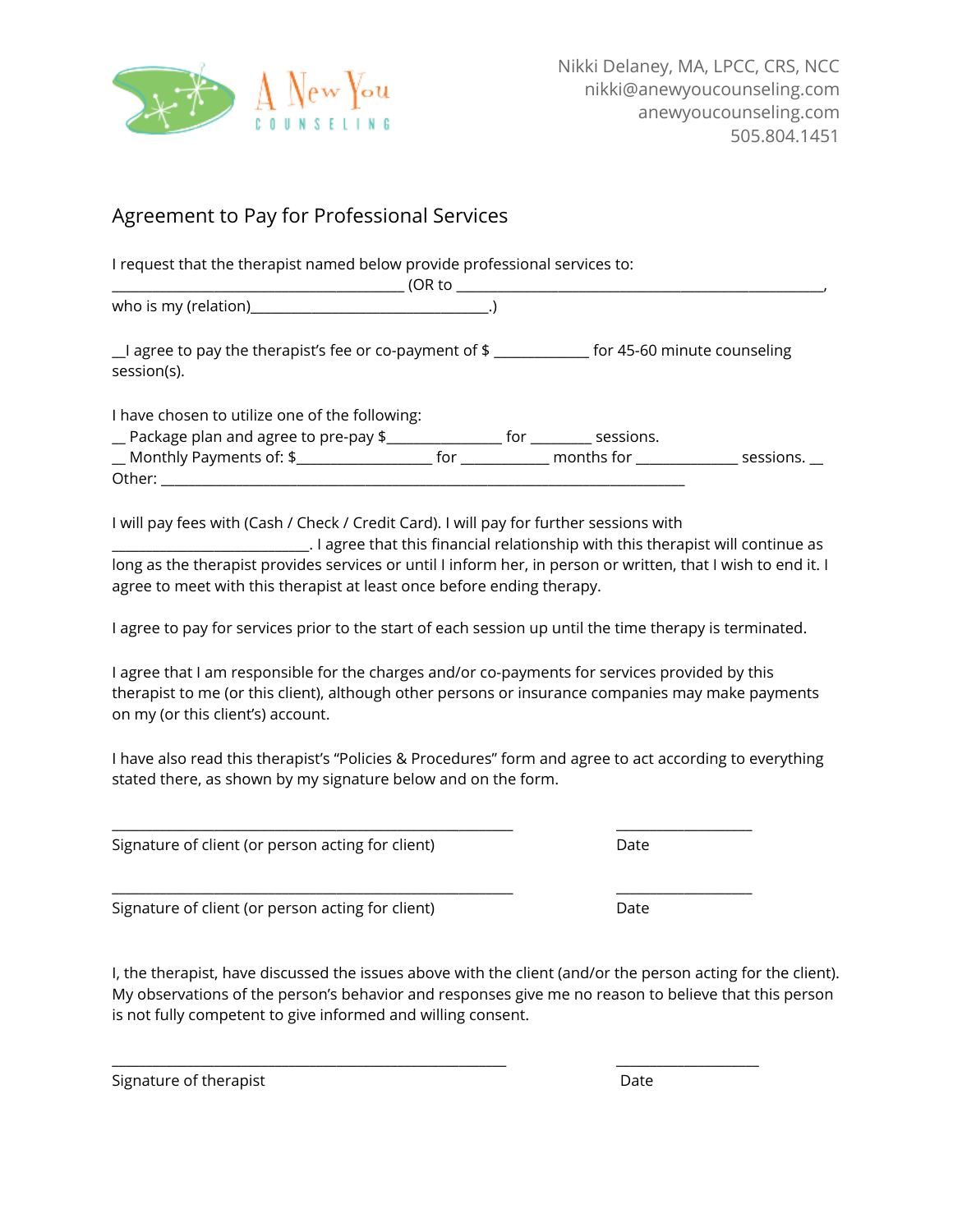A New You COUNSELING

Nikki Delaney, MA, LPCC, CRS, NCC
nikki@anewyoucounseling.com
anewyoucounseling.com
505.804.1451

## Agreement to Pay for Professional Services

I request that the therapist named below provide professional services to:
_________________________________________ (OR to ____________________________________________________, who is my (relation)_________________________________.)

__I agree to pay the therapist's fee or co-payment of $ _____________ for 45-60 minute counseling session(s).

I have chosen to utilize one of the following:
__ Package plan and agree to pre-pay $________________ for ________ sessions.
__ Monthly Payments of: $___________________ for ____________ months for ______________ sessions. __ Other: __________________________________________________________________________

I will pay fees with (Cash / Check / Credit Card). I will pay for further sessions with ___________________________. I agree that this financial relationship with this therapist will continue as long as the therapist provides services or until I inform her, in person or written, that I wish to end it. I agree to meet with this therapist at least once before ending therapy.

I agree to pay for services prior to the start of each session up until the time therapy is terminated.

I agree that I am responsible for the charges and/or co-payments for services provided by this therapist to me (or this client), although other persons or insurance companies may make payments on my (or this client's) account.

I have also read this therapist's "Policies & Procedures" form and agree to act according to everything stated there, as shown by my signature below and on the form.

________________________________________________________ ___________________
Signature of client (or person acting for client) Date

________________________________________________________ ___________________
Signature of client (or person acting for client) Date

I, the therapist, have discussed the issues above with the client (and/or the person acting for the client). My observations of the person's behavior and responses give me no reason to believe that this person is not fully competent to give informed and willing consent.

______________________________________________________ ____________________
Signature of therapist Date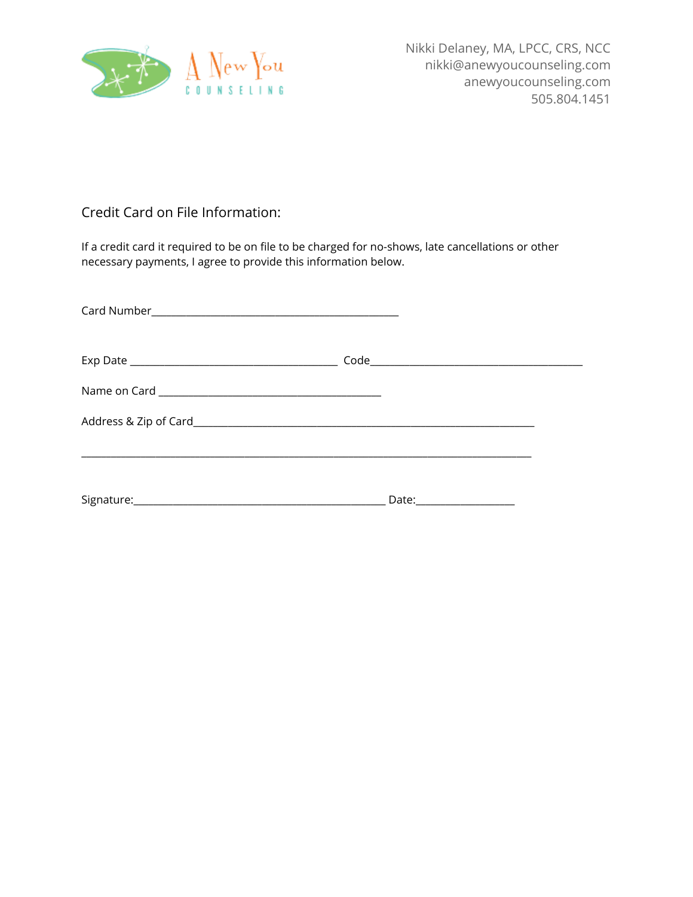A New You
COUNSELING

Nikki Delaney, MA, LPCC, CRS, NCC
nikki@anewyoucounseling.com
anewyoucounseling.com
505.804.1451

## Credit Card on File Information:

If a credit card it required to be on file to be charged for no-shows, late cancellations or other necessary payments, I agree to provide this information below.

Card Number_______________________________________________

Exp Date ________________________________________ Code__________________________________________

Name on Card ___________________________________________

Address & Zip of Card__________________________________________________________________

_____________________________________________________________________________________

Signature:________________________________________________ Date:___________________